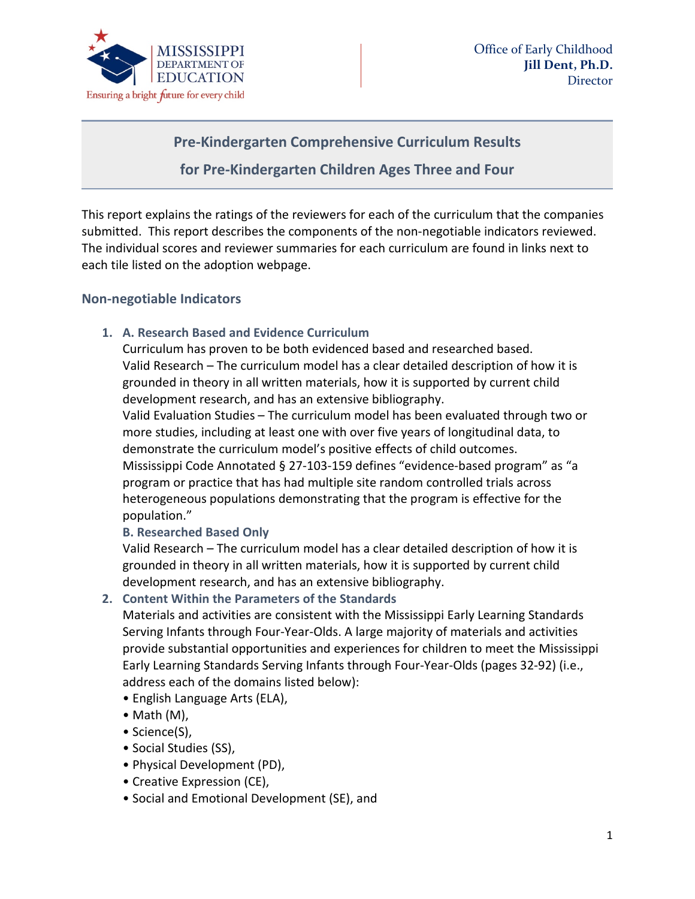MISSISSIPPI DEPARTMENT OF EDUCATION

Ensuring a bright future for every child

Office of Early Childhood
**Jill Dent, Ph.D.**
Director

## Pre-Kindergarten Comprehensive Curriculum Results for Pre-Kindergarten Children Ages Three and Four

This report explains the ratings of the reviewers for each of the curriculum that the companies submitted. This report describes the components of the non-negotiable indicators reviewed. The individual scores and reviewer summaries for each curriculum are found in links next to each tile listed on the adoption webpage.

### Non-negotiable Indicators

1. **A. Research Based and Evidence Curriculum**
   Curriculum has proven to be both evidenced based and researched based.
   Valid Research – The curriculum model has a clear detailed description of how it is grounded in theory in all written materials, how it is supported by current child development research, and has an extensive bibliography.
   Valid Evaluation Studies – The curriculum model has been evaluated through two or more studies, including at least one with over five years of longitudinal data, to demonstrate the curriculum model's positive effects of child outcomes.
   Mississippi Code Annotated § 27-103-159 defines "evidence-based program" as "a program or practice that has had multiple site random controlled trials across heterogeneous populations demonstrating that the program is effective for the population."
   **B. Researched Based Only**
   Valid Research – The curriculum model has a clear detailed description of how it is grounded in theory in all written materials, how it is supported by current child development research, and has an extensive bibliography.
2. **Content Within the Parameters of the Standards**
   Materials and activities are consistent with the Mississippi Early Learning Standards Serving Infants through Four-Year-Olds. A large majority of materials and activities provide substantial opportunities and experiences for children to meet the Mississippi Early Learning Standards Serving Infants through Four-Year-Olds (pages 32-92) (i.e., address each of the domains listed below):
   - English Language Arts (ELA),
   - Math (M),
   - Science(S),
   - Social Studies (SS),
   - Physical Development (PD),
   - Creative Expression (CE),
   - Social and Emotional Development (SE), and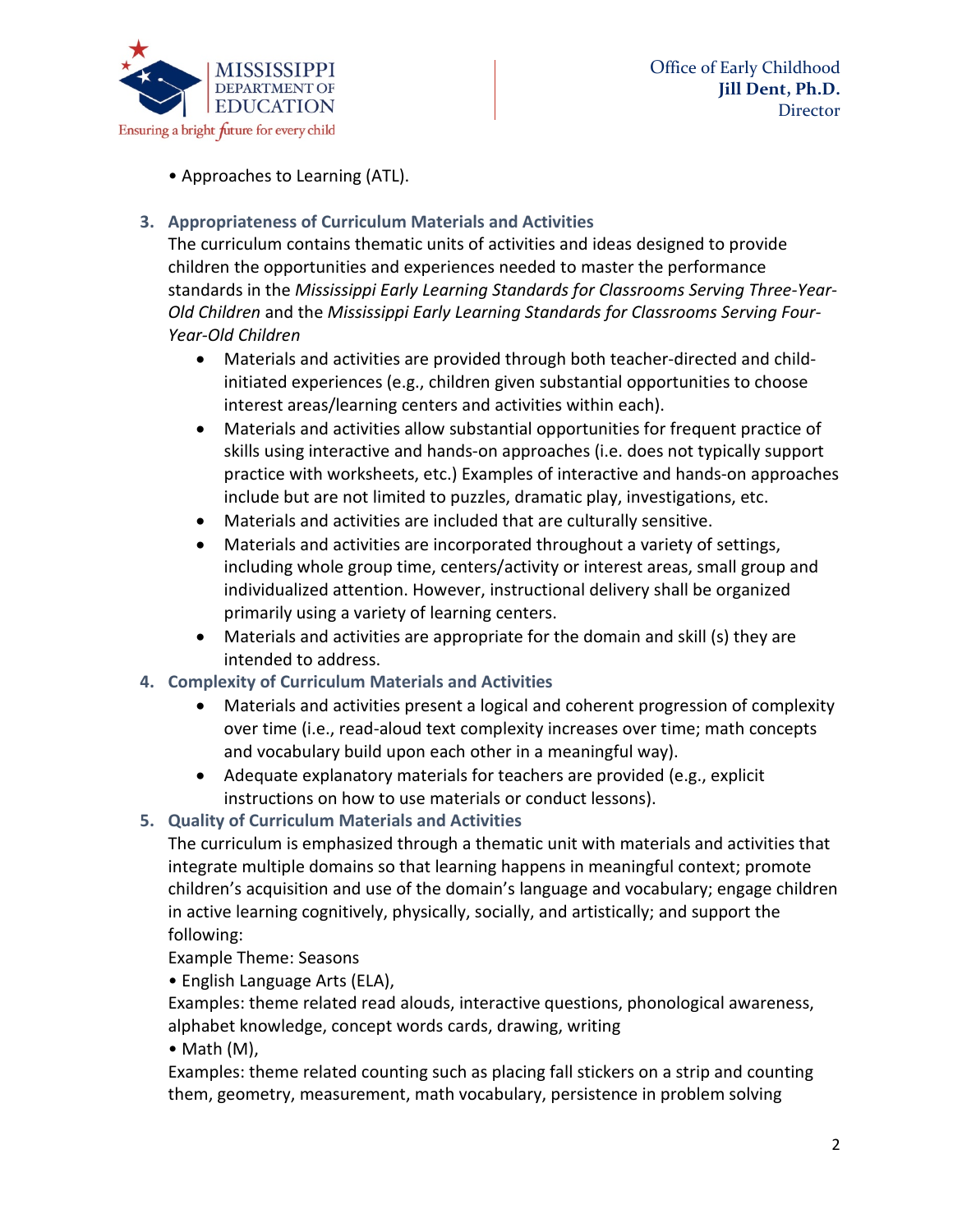• Approaches to Learning (ATL).

3. **Appropriateness of Curriculum Materials and Activities**

   The curriculum contains thematic units of activities and ideas designed to provide children the opportunities and experiences needed to master the performance standards in the *Mississippi Early Learning Standards for Classrooms Serving Three-Year-Old Children* and the *Mississippi Early Learning Standards for Classrooms Serving Four-Year-Old Children*

   - Materials and activities are provided through both teacher-directed and child-initiated experiences (e.g., children given substantial opportunities to choose interest areas/learning centers and activities within each).
   - Materials and activities allow substantial opportunities for frequent practice of skills using interactive and hands-on approaches (i.e. does not typically support practice with worksheets, etc.) Examples of interactive and hands-on approaches include but are not limited to puzzles, dramatic play, investigations, etc.
   - Materials and activities are included that are culturally sensitive.
   - Materials and activities are incorporated throughout a variety of settings, including whole group time, centers/activity or interest areas, small group and individualized attention. However, instructional delivery shall be organized primarily using a variety of learning centers.
   - Materials and activities are appropriate for the domain and skill (s) they are intended to address.

4. **Complexity of Curriculum Materials and Activities**
   - Materials and activities present a logical and coherent progression of complexity over time (i.e., read-aloud text complexity increases over time; math concepts and vocabulary build upon each other in a meaningful way).
   - Adequate explanatory materials for teachers are provided (e.g., explicit instructions on how to use materials or conduct lessons).

5. **Quality of Curriculum Materials and Activities**

   The curriculum is emphasized through a thematic unit with materials and activities that integrate multiple domains so that learning happens in meaningful context; promote children's acquisition and use of the domain's language and vocabulary; engage children in active learning cognitively, physically, socially, and artistically; and support the following:

   Example Theme: Seasons

   • English Language Arts (ELA),

   Examples: theme related read alouds, interactive questions, phonological awareness, alphabet knowledge, concept words cards, drawing, writing

   • Math (M),

   Examples: theme related counting such as placing fall stickers on a strip and counting them, geometry, measurement, math vocabulary, persistence in problem solving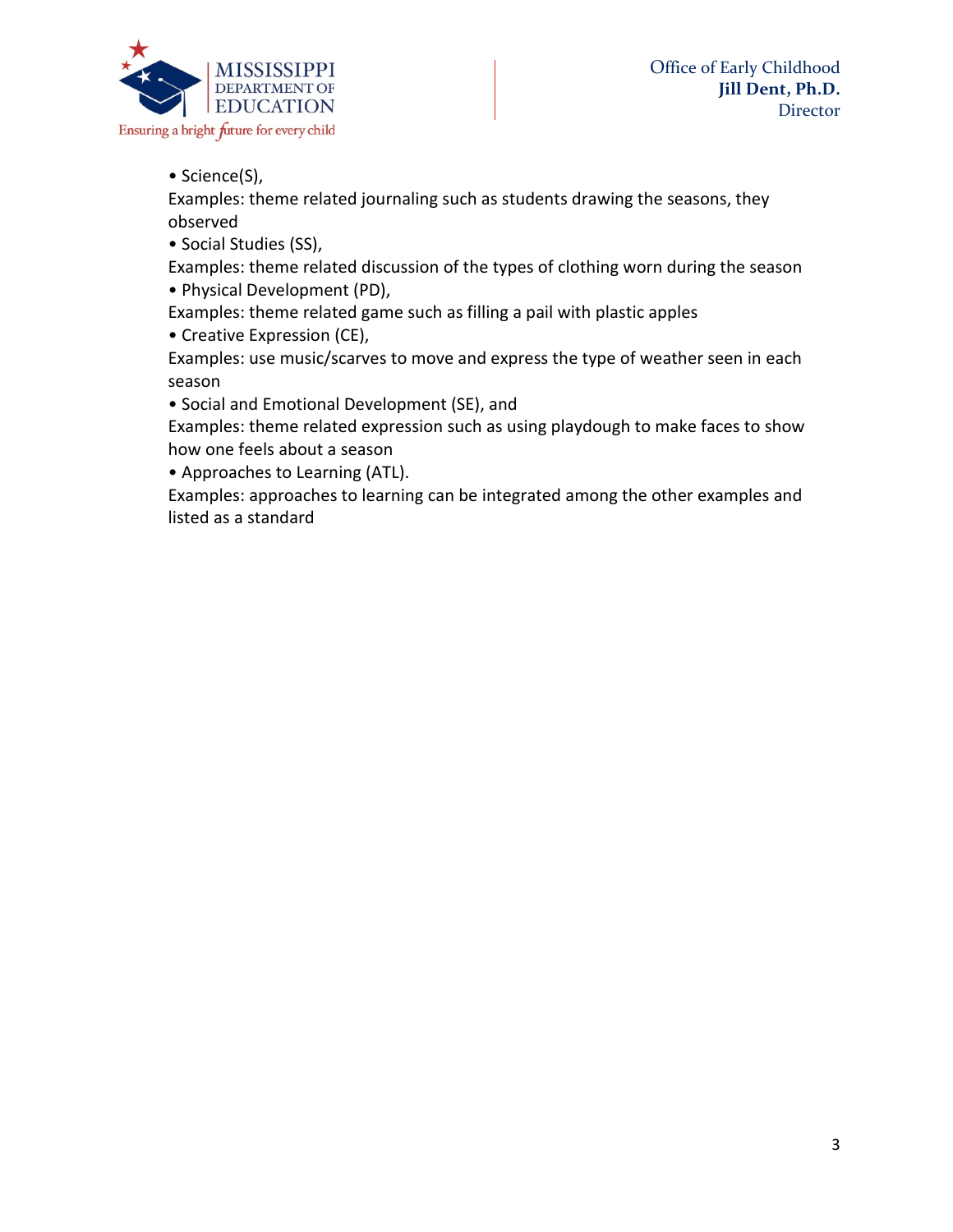- Science(S),

Examples: theme related journaling such as students drawing the seasons, they observed

- Social Studies (SS),

Examples: theme related discussion of the types of clothing worn during the season

- Physical Development (PD),

Examples: theme related game such as filling a pail with plastic apples

- Creative Expression (CE),

Examples: use music/scarves to move and express the type of weather seen in each season

- Social and Emotional Development (SE), and

Examples: theme related expression such as using playdough to make faces to show how one feels about a season

- Approaches to Learning (ATL).

Examples: approaches to learning can be integrated among the other examples and listed as a standard